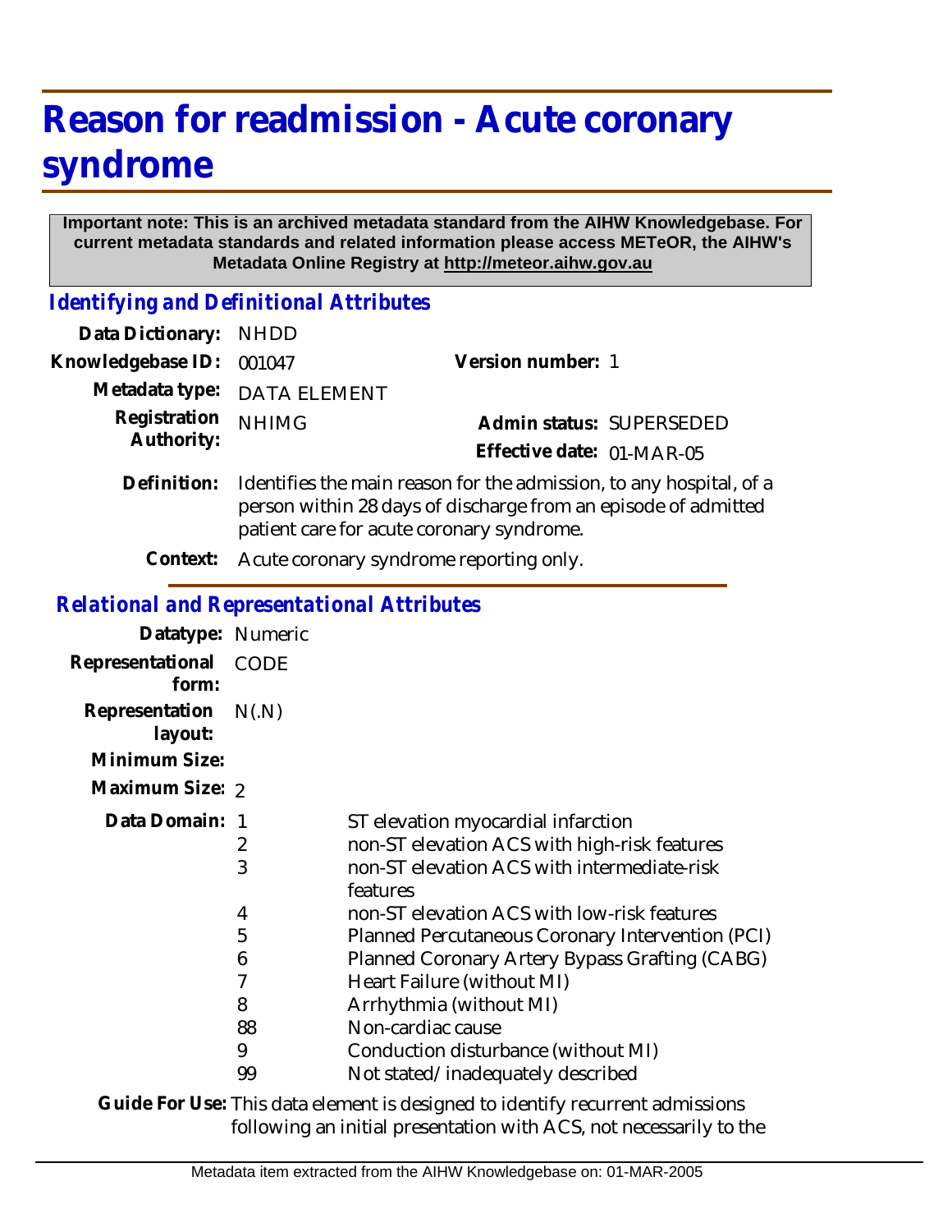# Reason for readmission - Acute coronary syndrome

**Important note: This is an archived metadata standard from the AIHW Knowledgebase. For current metadata standards and related information please access METeOR, the AIHW's Metadata Online Registry at http://meteor.aihw.gov.au**

## *Identifying and Definitional Attributes*

| | | | |
|---|---|---|---|
| **Data Dictionary:** | NHDD | | |
| **Knowledgebase ID:** | 001047 | **Version number:** | 1 |
| **Metadata type:** | DATA ELEMENT | | |
| **Registration Authority:** | NHIMG | **Admin status:** | SUPERSEDED |
| | | **Effective date:** | 01-MAR-05 |

**Definition:** Identifies the main reason for the admission, to any hospital, of a person within 28 days of discharge from an episode of admitted patient care for acute coronary syndrome.

**Context:** Acute coronary syndrome reporting only.

## *Relational and Representational Attributes*

**Datatype:** Numeric

**Representational form:** CODE

**Representation layout:** N(.N)

**Minimum Size:**

**Maximum Size:** 2

**Data Domain:**

| Code | Description |
|---|---|
| 1 | ST elevation myocardial infarction |
| 2 | non-ST elevation ACS with high-risk features |
| 3 | non-ST elevation ACS with intermediate-risk features |
| 4 | non-ST elevation ACS with low-risk features |
| 5 | Planned Percutaneous Coronary Intervention (PCI) |
| 6 | Planned Coronary Artery Bypass Grafting (CABG) |
| 7 | Heart Failure (without MI) |
| 8 | Arrhythmia (without MI) |
| 88 | Non-cardiac cause |
| 9 | Conduction disturbance (without MI) |
| 99 | Not stated/inadequately described |

**Guide For Use:** This data element is designed to identify recurrent admissions following an initial presentation with ACS, not necessarily to the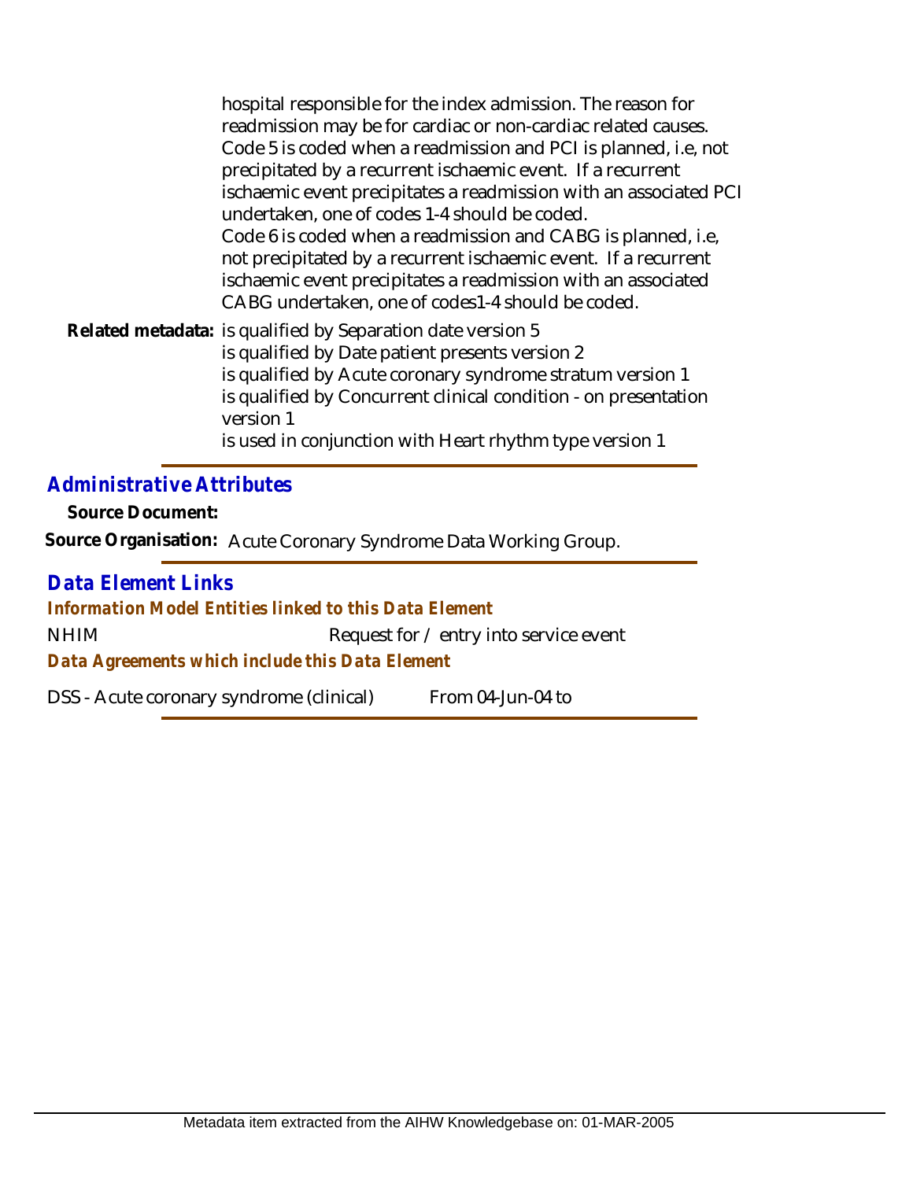hospital responsible for the index admission. The reason for readmission may be for cardiac or non-cardiac related causes. Code 5 is coded when a readmission and PCI is planned, i.e, not precipitated by a recurrent ischaemic event. If a recurrent ischaemic event precipitates a readmission with an associated PCI undertaken, one of codes 1-4 should be coded.
Code 6 is coded when a readmission and CABG is planned, i.e, not precipitated by a recurrent ischaemic event. If a recurrent ischaemic event precipitates a readmission with an associated CABG undertaken, one of codes1-4 should be coded.

**Related metadata:** is qualified by Separation date version 5
is qualified by Date patient presents version 2
is qualified by Acute coronary syndrome stratum version 1
is qualified by Concurrent clinical condition - on presentation version 1
is used in conjunction with Heart rhythm type version 1

## Administrative Attributes

**Source Document:**

**Source Organisation:** Acute Coronary Syndrome Data Working Group.

## Data Element Links

### Information Model Entities linked to this Data Element

NHIM — Request for / entry into service event

### Data Agreements which include this Data Element

DSS - Acute coronary syndrome (clinical) — From 04-Jun-04 to